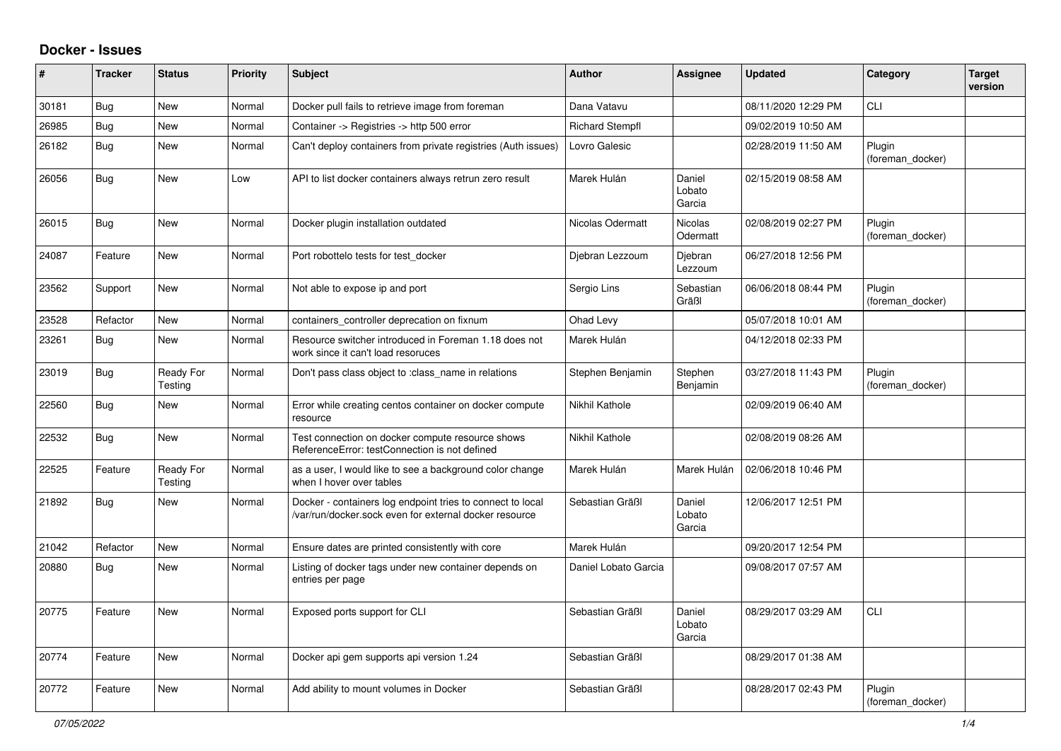## Docker - Issues

| # | Tracker | Status | Priority | Subject | Author | Assignee | Updated | Category | Target version |
|---|---|---|---|---|---|---|---|---|---|
| 30181 | Bug | New | Normal | Docker pull fails to retrieve image from foreman | Dana Vatavu | | 08/11/2020 12:29 PM | CLI | |
| 26985 | Bug | New | Normal | Container -> Registries -> http 500 error | Richard Stempfl | | 09/02/2019 10:50 AM | | |
| 26182 | Bug | New | Normal | Can't deploy containers from private registries (Auth issues) | Lovro Galesic | | 02/28/2019 11:50 AM | Plugin (foreman_docker) | |
| 26056 | Bug | New | Low | API to list docker containers always retrun zero result | Marek Hulán | Daniel Lobato Garcia | 02/15/2019 08:58 AM | | |
| 26015 | Bug | New | Normal | Docker plugin installation outdated | Nicolas Odermatt | Nicolas Odermatt | 02/08/2019 02:27 PM | Plugin (foreman_docker) | |
| 24087 | Feature | New | Normal | Port robottelo tests for test_docker | Djebran Lezzoum | Djebran Lezzoum | 06/27/2018 12:56 PM | | |
| 23562 | Support | New | Normal | Not able to expose ip and port | Sergio Lins | Sebastian Gräßl | 06/06/2018 08:44 PM | Plugin (foreman_docker) | |
| 23528 | Refactor | New | Normal | containers_controller deprecation on fixnum | Ohad Levy | | 05/07/2018 10:01 AM | | |
| 23261 | Bug | New | Normal | Resource switcher introduced in Foreman 1.18 does not work since it can't load resoruces | Marek Hulán | | 04/12/2018 02:33 PM | | |
| 23019 | Bug | Ready For Testing | Normal | Don't pass class object to :class_name in relations | Stephen Benjamin | Stephen Benjamin | 03/27/2018 11:43 PM | Plugin (foreman_docker) | |
| 22560 | Bug | New | Normal | Error while creating centos container on docker compute resource | Nikhil Kathole | | 02/09/2019 06:40 AM | | |
| 22532 | Bug | New | Normal | Test connection on docker compute resource shows ReferenceError: testConnection is not defined | Nikhil Kathole | | 02/08/2019 08:26 AM | | |
| 22525 | Feature | Ready For Testing | Normal | as a user, I would like to see a background color change when I hover over tables | Marek Hulán | Marek Hulán | 02/06/2018 10:46 PM | | |
| 21892 | Bug | New | Normal | Docker - containers log endpoint tries to connect to local /var/run/docker.sock even for external docker resource | Sebastian Gräßl | Daniel Lobato Garcia | 12/06/2017 12:51 PM | | |
| 21042 | Refactor | New | Normal | Ensure dates are printed consistently with core | Marek Hulán | | 09/20/2017 12:54 PM | | |
| 20880 | Bug | New | Normal | Listing of docker tags under new container depends on entries per page | Daniel Lobato Garcia | | 09/08/2017 07:57 AM | | |
| 20775 | Feature | New | Normal | Exposed ports support for CLI | Sebastian Gräßl | Daniel Lobato Garcia | 08/29/2017 03:29 AM | CLI | |
| 20774 | Feature | New | Normal | Docker api gem supports api version 1.24 | Sebastian Gräßl | | 08/29/2017 01:38 AM | | |
| 20772 | Feature | New | Normal | Add ability to mount volumes in Docker | Sebastian Gräßl | | 08/28/2017 02:43 PM | Plugin (foreman_docker) | |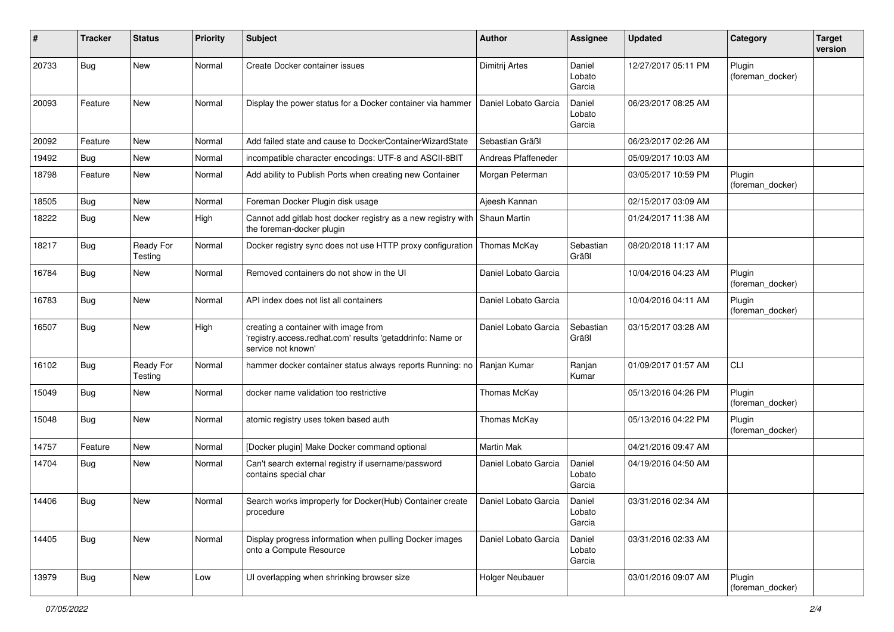| # | Tracker | Status | Priority | Subject | Author | Assignee | Updated | Category | Target version |
|---|---|---|---|---|---|---|---|---|---|
| 20733 | Bug | New | Normal | Create Docker container issues | Dimitrij Artes | Daniel Lobato Garcia | 12/27/2017 05:11 PM | Plugin (foreman_docker) | |
| 20093 | Feature | New | Normal | Display the power status for a Docker container via hammer | Daniel Lobato Garcia | Daniel Lobato Garcia | 06/23/2017 08:25 AM | | |
| 20092 | Feature | New | Normal | Add failed state and cause to DockerContainerWizardState | Sebastian Gräßl | | 06/23/2017 02:26 AM | | |
| 19492 | Bug | New | Normal | incompatible character encodings: UTF-8 and ASCII-8BIT | Andreas Pfaffeneder | | 05/09/2017 10:03 AM | | |
| 18798 | Feature | New | Normal | Add ability to Publish Ports when creating new Container | Morgan Peterman | | 03/05/2017 10:59 PM | Plugin (foreman_docker) | |
| 18505 | Bug | New | Normal | Foreman Docker Plugin disk usage | Ajeesh Kannan | | 02/15/2017 03:09 AM | | |
| 18222 | Bug | New | High | Cannot add gitlab host docker registry as a new registry with the foreman-docker plugin | Shaun Martin | | 01/24/2017 11:38 AM | | |
| 18217 | Bug | Ready For Testing | Normal | Docker registry sync does not use HTTP proxy configuration | Thomas McKay | Sebastian Gräßl | 08/20/2018 11:17 AM | | |
| 16784 | Bug | New | Normal | Removed containers do not show in the UI | Daniel Lobato Garcia | | 10/04/2016 04:23 AM | Plugin (foreman_docker) | |
| 16783 | Bug | New | Normal | API index does not list all containers | Daniel Lobato Garcia | | 10/04/2016 04:11 AM | Plugin (foreman_docker) | |
| 16507 | Bug | New | High | creating a container with image from 'registry.access.redhat.com' results 'getaddrinfo: Name or service not known' | Daniel Lobato Garcia | Sebastian Gräßl | 03/15/2017 03:28 AM | | |
| 16102 | Bug | Ready For Testing | Normal | hammer docker container status always reports Running: no | Ranjan Kumar | Ranjan Kumar | 01/09/2017 01:57 AM | CLI | |
| 15049 | Bug | New | Normal | docker name validation too restrictive | Thomas McKay | | 05/13/2016 04:26 PM | Plugin (foreman_docker) | |
| 15048 | Bug | New | Normal | atomic registry uses token based auth | Thomas McKay | | 05/13/2016 04:22 PM | Plugin (foreman_docker) | |
| 14757 | Feature | New | Normal | [Docker plugin] Make Docker command optional | Martin Mak | | 04/21/2016 09:47 AM | | |
| 14704 | Bug | New | Normal | Can't search external registry if username/password contains special char | Daniel Lobato Garcia | Daniel Lobato Garcia | 04/19/2016 04:50 AM | | |
| 14406 | Bug | New | Normal | Search works improperly for Docker(Hub) Container create procedure | Daniel Lobato Garcia | Daniel Lobato Garcia | 03/31/2016 02:34 AM | | |
| 14405 | Bug | New | Normal | Display progress information when pulling Docker images onto a Compute Resource | Daniel Lobato Garcia | Daniel Lobato Garcia | 03/31/2016 02:33 AM | | |
| 13979 | Bug | New | Low | UI overlapping when shrinking browser size | Holger Neubauer | | 03/01/2016 09:07 AM | Plugin (foreman_docker) | |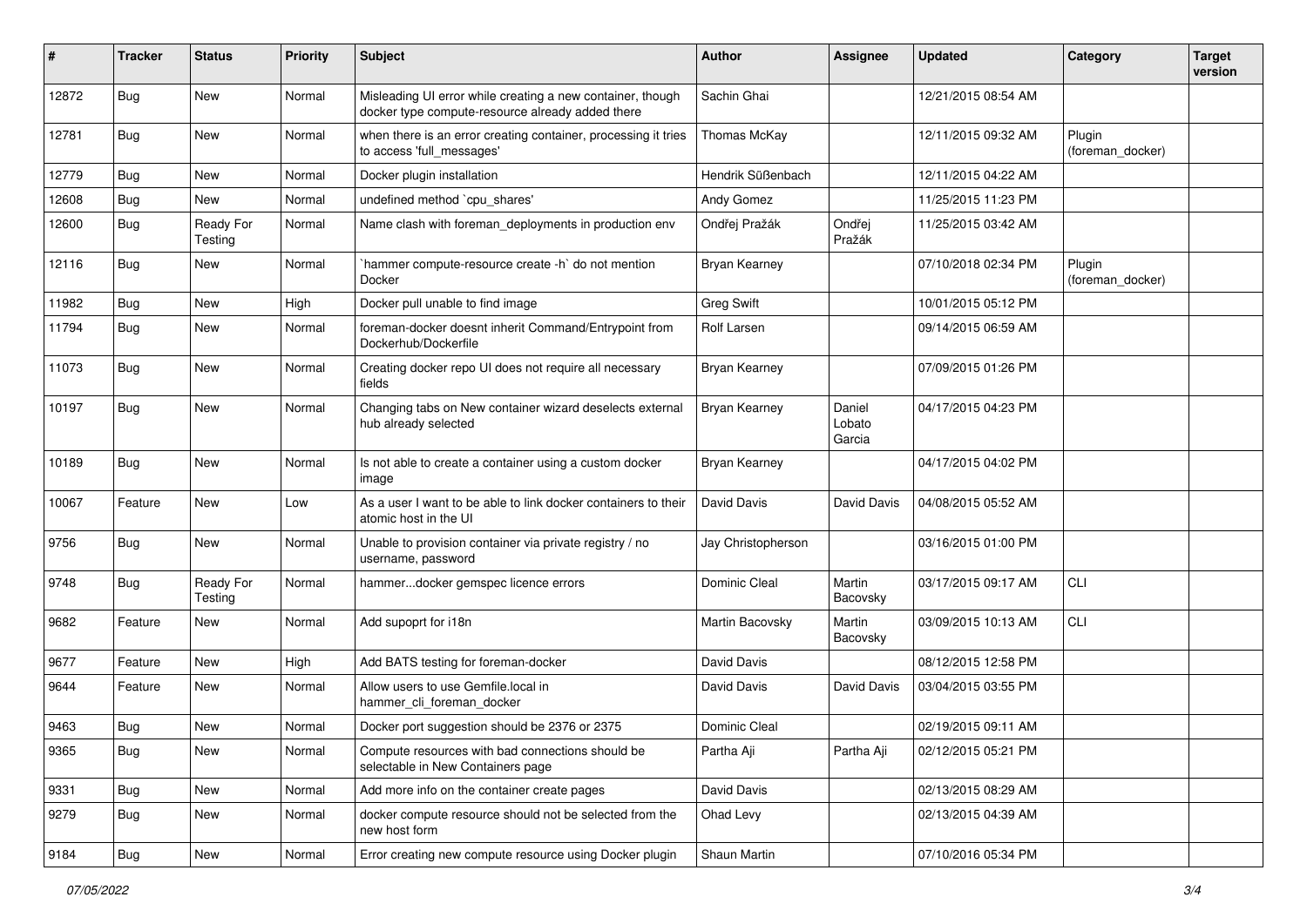| # | Tracker | Status | Priority | Subject | Author | Assignee | Updated | Category | Target version |
|---|---|---|---|---|---|---|---|---|---|
| 12872 | Bug | New | Normal | Misleading UI error while creating a new container, though docker type compute-resource already added there | Sachin Ghai | | 12/21/2015 08:54 AM | | |
| 12781 | Bug | New | Normal | when there is an error creating container, processing it tries to access 'full_messages' | Thomas McKay | | 12/11/2015 09:32 AM | Plugin (foreman_docker) | |
| 12779 | Bug | New | Normal | Docker plugin installation | Hendrik Süßenbach | | 12/11/2015 04:22 AM | | |
| 12608 | Bug | New | Normal | undefined method `cpu_shares' | Andy Gomez | | 11/25/2015 11:23 PM | | |
| 12600 | Bug | Ready For Testing | Normal | Name clash with foreman_deployments in production env | Ondřej Pražák | Ondřej Pražák | 11/25/2015 03:42 AM | | |
| 12116 | Bug | New | Normal | `hammer compute-resource create -h` do not mention Docker | Bryan Kearney | | 07/10/2018 02:34 PM | Plugin (foreman_docker) | |
| 11982 | Bug | New | High | Docker pull unable to find image | Greg Swift | | 10/01/2015 05:12 PM | | |
| 11794 | Bug | New | Normal | foreman-docker doesnt inherit Command/Entrypoint from Dockerhub/Dockerfile | Rolf Larsen | | 09/14/2015 06:59 AM | | |
| 11073 | Bug | New | Normal | Creating docker repo UI does not require all necessary fields | Bryan Kearney | | 07/09/2015 01:26 PM | | |
| 10197 | Bug | New | Normal | Changing tabs on New container wizard deselects external hub already selected | Bryan Kearney | Daniel Lobato Garcia | 04/17/2015 04:23 PM | | |
| 10189 | Bug | New | Normal | Is not able to create a container using a custom docker image | Bryan Kearney | | 04/17/2015 04:02 PM | | |
| 10067 | Feature | New | Low | As a user I want to be able to link docker containers to their atomic host in the UI | David Davis | David Davis | 04/08/2015 05:52 AM | | |
| 9756 | Bug | New | Normal | Unable to provision container via private registry / no username, password | Jay Christopherson | | 03/16/2015 01:00 PM | | |
| 9748 | Bug | Ready For Testing | Normal | hammer...docker gemspec licence errors | Dominic Cleal | Martin Bacovsky | 03/17/2015 09:17 AM | CLI | |
| 9682 | Feature | New | Normal | Add supoprt for i18n | Martin Bacovsky | Martin Bacovsky | 03/09/2015 10:13 AM | CLI | |
| 9677 | Feature | New | High | Add BATS testing for foreman-docker | David Davis | | 08/12/2015 12:58 PM | | |
| 9644 | Feature | New | Normal | Allow users to use Gemfile.local in hammer_cli_foreman_docker | David Davis | David Davis | 03/04/2015 03:55 PM | | |
| 9463 | Bug | New | Normal | Docker port suggestion should be 2376 or 2375 | Dominic Cleal | | 02/19/2015 09:11 AM | | |
| 9365 | Bug | New | Normal | Compute resources with bad connections should be selectable in New Containers page | Partha Aji | Partha Aji | 02/12/2015 05:21 PM | | |
| 9331 | Bug | New | Normal | Add more info on the container create pages | David Davis | | 02/13/2015 08:29 AM | | |
| 9279 | Bug | New | Normal | docker compute resource should not be selected from the new host form | Ohad Levy | | 02/13/2015 04:39 AM | | |
| 9184 | Bug | New | Normal | Error creating new compute resource using Docker plugin | Shaun Martin | | 07/10/2016 05:34 PM | | |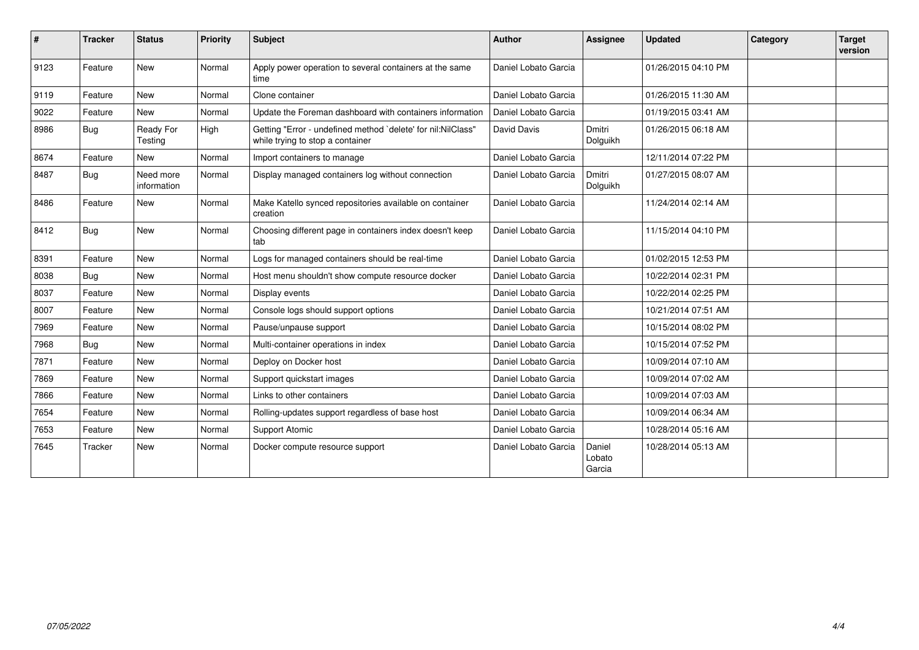| # | Tracker | Status | Priority | Subject | Author | Assignee | Updated | Category | Target version |
|---|---|---|---|---|---|---|---|---|---|
| 9123 | Feature | New | Normal | Apply power operation to several containers at the same time | Daniel Lobato Garcia | | 01/26/2015 04:10 PM | | |
| 9119 | Feature | New | Normal | Clone container | Daniel Lobato Garcia | | 01/26/2015 11:30 AM | | |
| 9022 | Feature | New | Normal | Update the Foreman dashboard with containers information | Daniel Lobato Garcia | | 01/19/2015 03:41 AM | | |
| 8986 | Bug | Ready For Testing | High | Getting "Error - undefined method `delete' for nil:NilClass" while trying to stop a container | David Davis | Dmitri Dolguikh | 01/26/2015 06:18 AM | | |
| 8674 | Feature | New | Normal | Import containers to manage | Daniel Lobato Garcia | | 12/11/2014 07:22 PM | | |
| 8487 | Bug | Need more information | Normal | Display managed containers log without connection | Daniel Lobato Garcia | Dmitri Dolguikh | 01/27/2015 08:07 AM | | |
| 8486 | Feature | New | Normal | Make Katello synced repositories available on container creation | Daniel Lobato Garcia | | 11/24/2014 02:14 AM | | |
| 8412 | Bug | New | Normal | Choosing different page in containers index doesn't keep tab | Daniel Lobato Garcia | | 11/15/2014 04:10 PM | | |
| 8391 | Feature | New | Normal | Logs for managed containers should be real-time | Daniel Lobato Garcia | | 01/02/2015 12:53 PM | | |
| 8038 | Bug | New | Normal | Host menu shouldn't show compute resource docker | Daniel Lobato Garcia | | 10/22/2014 02:31 PM | | |
| 8037 | Feature | New | Normal | Display events | Daniel Lobato Garcia | | 10/22/2014 02:25 PM | | |
| 8007 | Feature | New | Normal | Console logs should support options | Daniel Lobato Garcia | | 10/21/2014 07:51 AM | | |
| 7969 | Feature | New | Normal | Pause/unpause support | Daniel Lobato Garcia | | 10/15/2014 08:02 PM | | |
| 7968 | Bug | New | Normal | Multi-container operations in index | Daniel Lobato Garcia | | 10/15/2014 07:52 PM | | |
| 7871 | Feature | New | Normal | Deploy on Docker host | Daniel Lobato Garcia | | 10/09/2014 07:10 AM | | |
| 7869 | Feature | New | Normal | Support quickstart images | Daniel Lobato Garcia | | 10/09/2014 07:02 AM | | |
| 7866 | Feature | New | Normal | Links to other containers | Daniel Lobato Garcia | | 10/09/2014 07:03 AM | | |
| 7654 | Feature | New | Normal | Rolling-updates support regardless of base host | Daniel Lobato Garcia | | 10/09/2014 06:34 AM | | |
| 7653 | Feature | New | Normal | Support Atomic | Daniel Lobato Garcia | | 10/28/2014 05:16 AM | | |
| 7645 | Tracker | New | Normal | Docker compute resource support | Daniel Lobato Garcia | Daniel Lobato Garcia | 10/28/2014 05:13 AM | | |